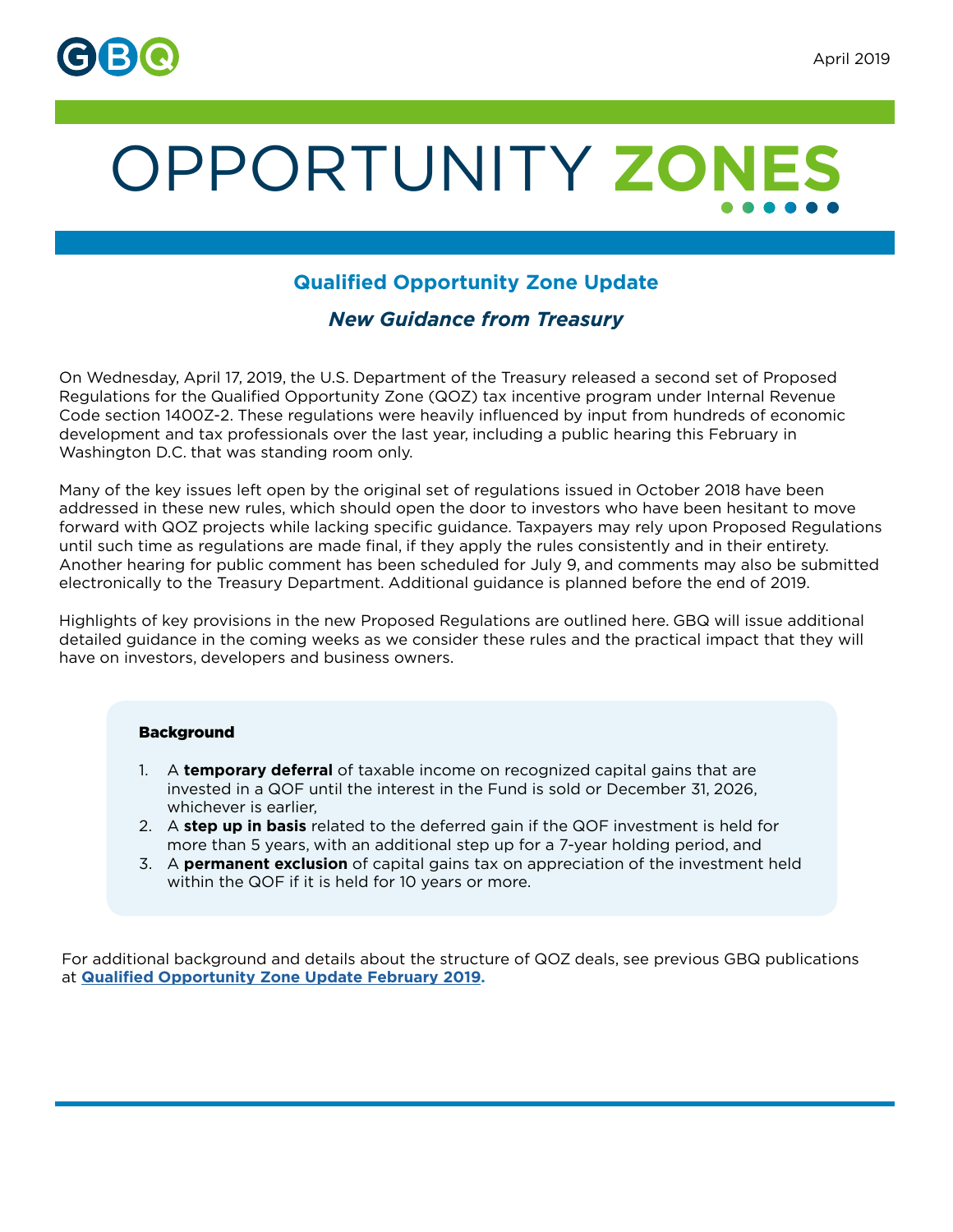April 2019

# OPPORTUNITY ZONES

## Qualified Opportunity Zone Update

### *New Guidance from Treasury*

On Wednesday, April 17, 2019, the U.S. Department of the Treasury released a second set of Proposed Regulations for the Qualified Opportunity Zone (QOZ) tax incentive program under Internal Revenue Code section 1400Z-2. These regulations were heavily influenced by input from hundreds of economic development and tax professionals over the last year, including a public hearing this February in Washington D.C. that was standing room only.

Many of the key issues left open by the original set of regulations issued in October 2018 have been addressed in these new rules, which should open the door to investors who have been hesitant to move forward with QOZ projects while lacking specific guidance. Taxpayers may rely upon Proposed Regulations until such time as regulations are made final, if they apply the rules consistently and in their entirety. Another hearing for public comment has been scheduled for July 9, and comments may also be submitted electronically to the Treasury Department. Additional guidance is planned before the end of 2019.

Highlights of key provisions in the new Proposed Regulations are outlined here. GBQ will issue additional detailed guidance in the coming weeks as we consider these rules and the practical impact that they will have on investors, developers and business owners.

**Background**

1. A **temporary deferral** of taxable income on recognized capital gains that are invested in a QOF until the interest in the Fund is sold or December 31, 2026, whichever is earlier,
2. A **step up in basis** related to the deferred gain if the QOF investment is held for more than 5 years, with an additional step up for a 7-year holding period, and
3. A **permanent exclusion** of capital gains tax on appreciation of the investment held within the QOF if it is held for 10 years or more.

For additional background and details about the structure of QOZ deals, see previous GBQ publications at **Qualified Opportunity Zone Update February 2019.**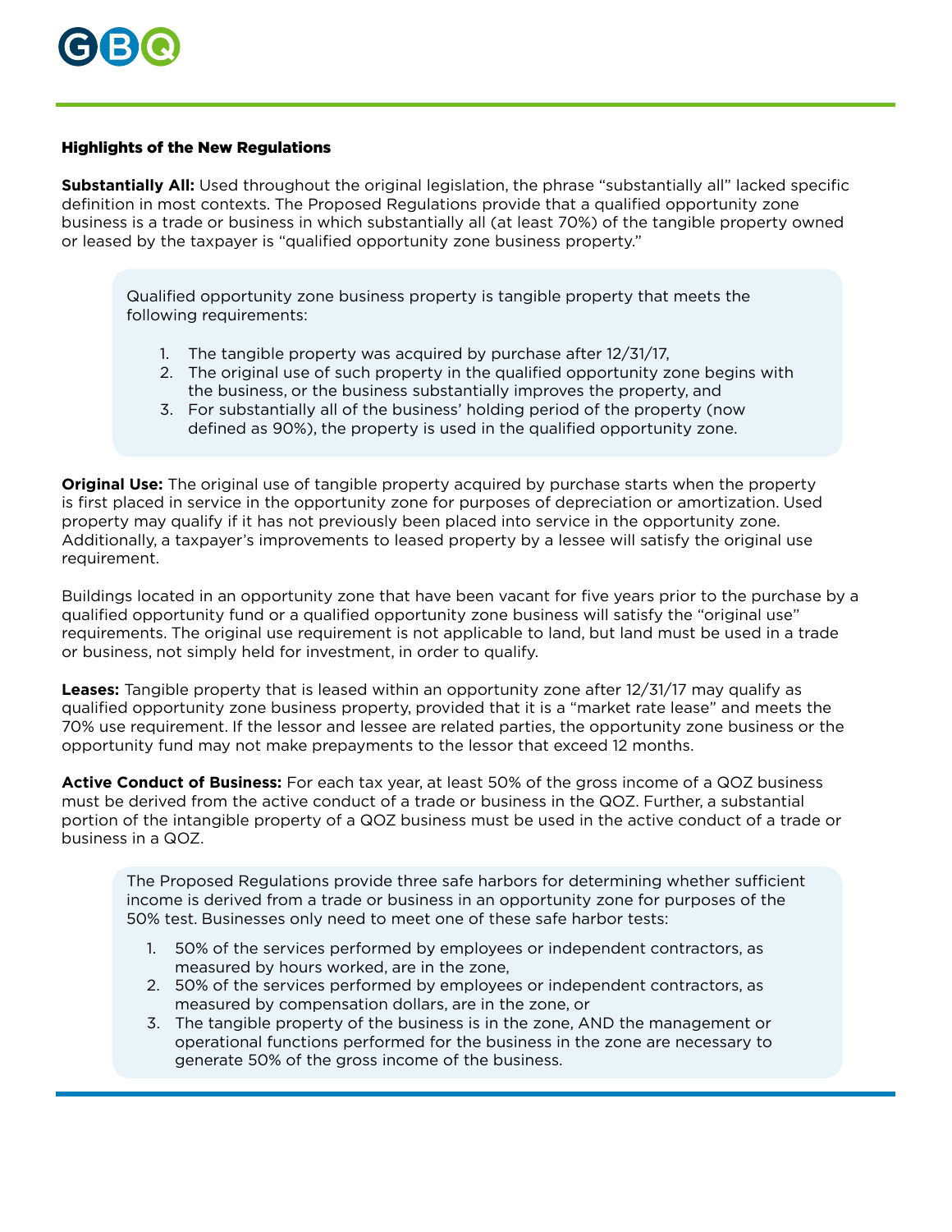## Highlights of the New Regulations

**Substantially All:** Used throughout the original legislation, the phrase "substantially all" lacked specific definition in most contexts. The Proposed Regulations provide that a qualified opportunity zone business is a trade or business in which substantially all (at least 70%) of the tangible property owned or leased by the taxpayer is "qualified opportunity zone business property."

> Qualified opportunity zone business property is tangible property that meets the following requirements:
>
> 1. The tangible property was acquired by purchase after 12/31/17,
> 2. The original use of such property in the qualified opportunity zone begins with the business, or the business substantially improves the property, and
> 3. For substantially all of the business' holding period of the property (now defined as 90%), the property is used in the qualified opportunity zone.

**Original Use:** The original use of tangible property acquired by purchase starts when the property is first placed in service in the opportunity zone for purposes of depreciation or amortization. Used property may qualify if it has not previously been placed into service in the opportunity zone. Additionally, a taxpayer's improvements to leased property by a lessee will satisfy the original use requirement.

Buildings located in an opportunity zone that have been vacant for five years prior to the purchase by a qualified opportunity fund or a qualified opportunity zone business will satisfy the "original use" requirements. The original use requirement is not applicable to land, but land must be used in a trade or business, not simply held for investment, in order to qualify.

**Leases:** Tangible property that is leased within an opportunity zone after 12/31/17 may qualify as qualified opportunity zone business property, provided that it is a "market rate lease" and meets the 70% use requirement. If the lessor and lessee are related parties, the opportunity zone business or the opportunity fund may not make prepayments to the lessor that exceed 12 months.

**Active Conduct of Business:** For each tax year, at least 50% of the gross income of a QOZ business must be derived from the active conduct of a trade or business in the QOZ. Further, a substantial portion of the intangible property of a QOZ business must be used in the active conduct of a trade or business in a QOZ.

> The Proposed Regulations provide three safe harbors for determining whether sufficient income is derived from a trade or business in an opportunity zone for purposes of the 50% test. Businesses only need to meet one of these safe harbor tests:
>
> 1. 50% of the services performed by employees or independent contractors, as measured by hours worked, are in the zone,
> 2. 50% of the services performed by employees or independent contractors, as measured by compensation dollars, are in the zone, or
> 3. The tangible property of the business is in the zone, AND the management or operational functions performed for the business in the zone are necessary to generate 50% of the gross income of the business.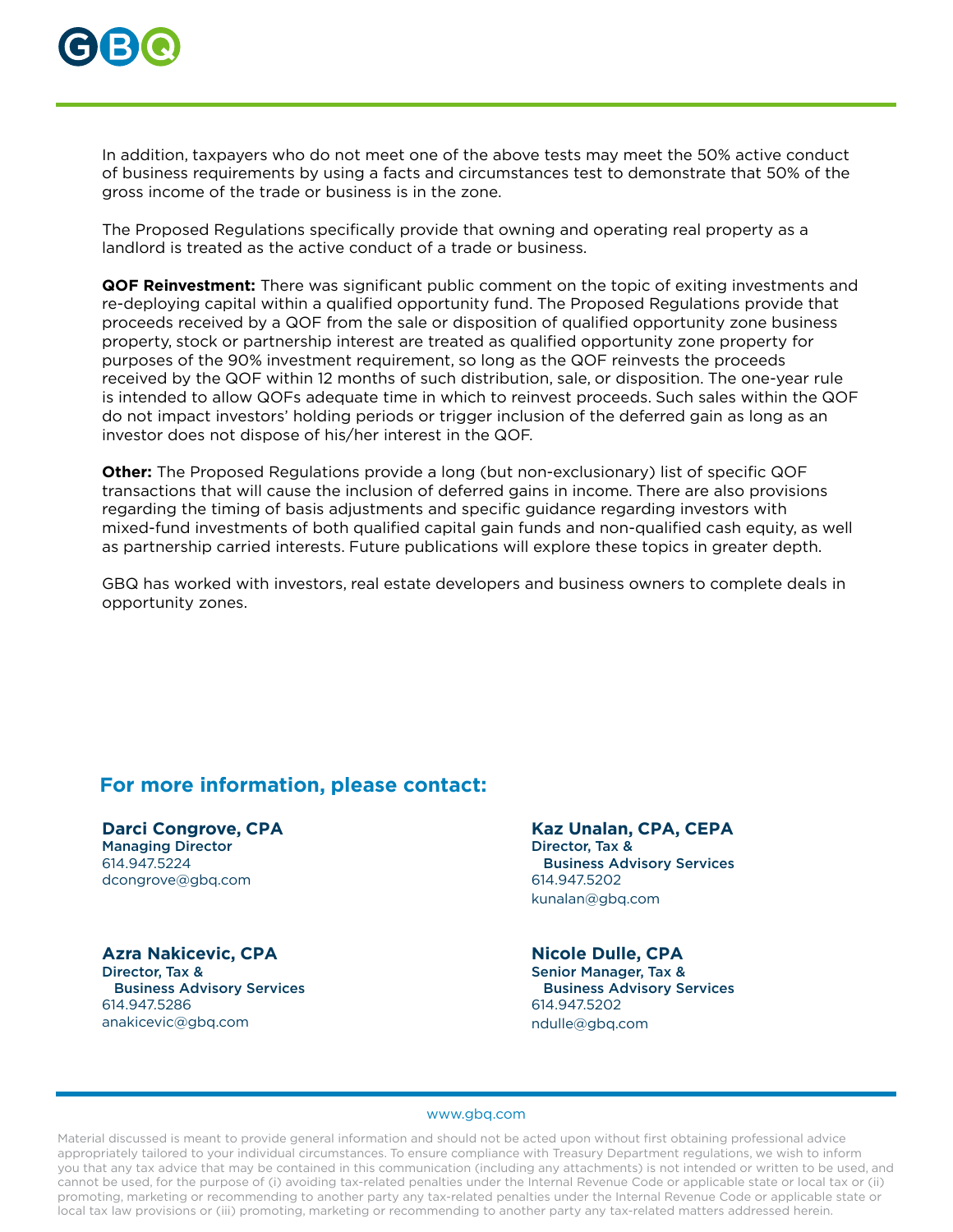In addition, taxpayers who do not meet one of the above tests may meet the 50% active conduct of business requirements by using a facts and circumstances test to demonstrate that 50% of the gross income of the trade or business is in the zone.

The Proposed Regulations specifically provide that owning and operating real property as a landlord is treated as the active conduct of a trade or business.

**QOF Reinvestment:** There was significant public comment on the topic of exiting investments and re-deploying capital within a qualified opportunity fund. The Proposed Regulations provide that proceeds received by a QOF from the sale or disposition of qualified opportunity zone business property, stock or partnership interest are treated as qualified opportunity zone property for purposes of the 90% investment requirement, so long as the QOF reinvests the proceeds received by the QOF within 12 months of such distribution, sale, or disposition. The one-year rule is intended to allow QOFs adequate time in which to reinvest proceeds. Such sales within the QOF do not impact investors' holding periods or trigger inclusion of the deferred gain as long as an investor does not dispose of his/her interest in the QOF.

**Other:** The Proposed Regulations provide a long (but non-exclusionary) list of specific QOF transactions that will cause the inclusion of deferred gains in income. There are also provisions regarding the timing of basis adjustments and specific guidance regarding investors with mixed-fund investments of both qualified capital gain funds and non-qualified cash equity, as well as partnership carried interests. Future publications will explore these topics in greater depth.

GBQ has worked with investors, real estate developers and business owners to complete deals in opportunity zones.

## For more information, please contact:

**Darci Congrove, CPA**
Managing Director
614.947.5224
dcongrove@gbq.com

**Kaz Unalan, CPA, CEPA**
Director, Tax & Business Advisory Services
614.947.5202
kunalan@gbq.com

**Azra Nakicevic, CPA**
Director, Tax & Business Advisory Services
614.947.5286
anakicevic@gbq.com

**Nicole Dulle, CPA**
Senior Manager, Tax & Business Advisory Services
614.947.5202
ndulle@gbq.com

www.gbq.com

Material discussed is meant to provide general information and should not be acted upon without first obtaining professional advice appropriately tailored to your individual circumstances. To ensure compliance with Treasury Department regulations, we wish to inform you that any tax advice that may be contained in this communication (including any attachments) is not intended or written to be used, and cannot be used, for the purpose of (i) avoiding tax-related penalties under the Internal Revenue Code or applicable state or local tax or (ii) promoting, marketing or recommending to another party any tax-related penalties under the Internal Revenue Code or applicable state or local tax law provisions or (iii) promoting, marketing or recommending to another party any tax-related matters addressed herein.